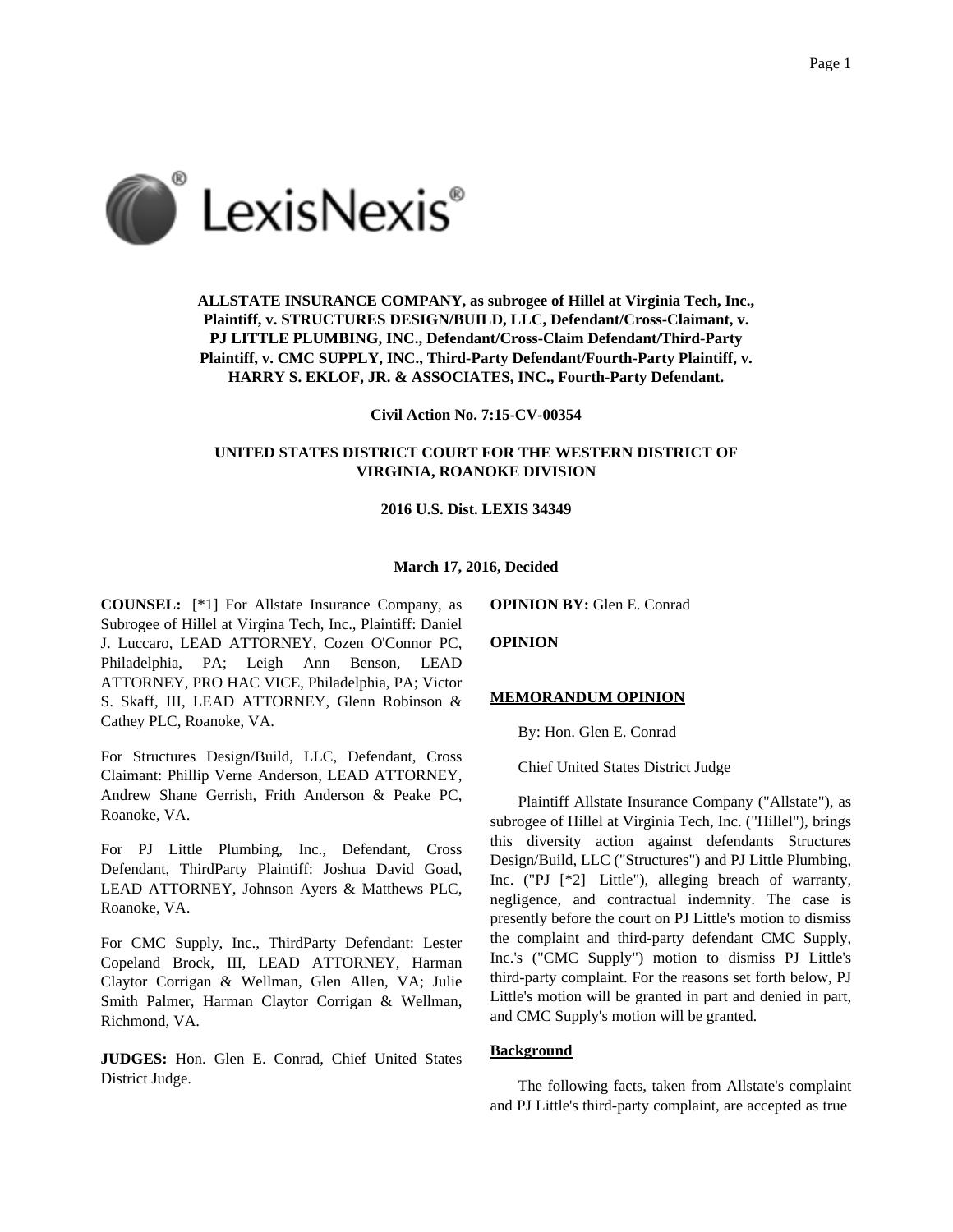**ALLSTATE INSURANCE COMPANY, as subrogee of Hillel at Virginia Tech, Inc., Plaintiff, v. STRUCTURES DESIGN/BUILD, LLC, Defendant/Cross-Claimant, v. PJ LITTLE PLUMBING, INC., Defendant/Cross-Claim Defendant/Third-Party Plaintiff, v. CMC SUPPLY, INC., Third-Party Defendant/Fourth-Party Plaintiff, v. HARRY S. EKLOF, JR. & ASSOCIATES, INC., Fourth-Party Defendant.**

**Civil Action No. 7:15-CV-00354**

**UNITED STATES DISTRICT COURT FOR THE WESTERN DISTRICT OF VIRGINIA, ROANOKE DIVISION**

**2016 U.S. Dist. LEXIS 34349**

**March 17, 2016, Decided**

**COUNSEL:** [*1] For Allstate Insurance Company, as Subrogee of Hillel at Virgina Tech, Inc., Plaintiff: Daniel J. Luccaro, LEAD ATTORNEY, Cozen O'Connor PC, Philadelphia, PA; Leigh Ann Benson, LEAD ATTORNEY, PRO HAC VICE, Philadelphia, PA; Victor S. Skaff, III, LEAD ATTORNEY, Glenn Robinson & Cathey PLC, Roanoke, VA.

For Structures Design/Build, LLC, Defendant, Cross Claimant: Phillip Verne Anderson, LEAD ATTORNEY, Andrew Shane Gerrish, Frith Anderson & Peake PC, Roanoke, VA.

For PJ Little Plumbing, Inc., Defendant, Cross Defendant, ThirdParty Plaintiff: Joshua David Goad, LEAD ATTORNEY, Johnson Ayers & Matthews PLC, Roanoke, VA.

For CMC Supply, Inc., ThirdParty Defendant: Lester Copeland Brock, III, LEAD ATTORNEY, Harman Claytor Corrigan & Wellman, Glen Allen, VA; Julie Smith Palmer, Harman Claytor Corrigan & Wellman, Richmond, VA.

**JUDGES:** Hon. Glen E. Conrad, Chief United States District Judge.

**OPINION BY:** Glen E. Conrad

**OPINION**

**MEMORANDUM OPINION**

By: Hon. Glen E. Conrad

Chief United States District Judge

Plaintiff Allstate Insurance Company ("Allstate"), as subrogee of Hillel at Virginia Tech, Inc. ("Hillel"), brings this diversity action against defendants Structures Design/Build, LLC ("Structures") and PJ Little Plumbing, Inc. ("PJ [*2] Little"), alleging breach of warranty, negligence, and contractual indemnity. The case is presently before the court on PJ Little's motion to dismiss the complaint and third-party defendant CMC Supply, Inc.'s ("CMC Supply") motion to dismiss PJ Little's third-party complaint. For the reasons set forth below, PJ Little's motion will be granted in part and denied in part, and CMC Supply's motion will be granted.

**Background**

The following facts, taken from Allstate's complaint and PJ Little's third-party complaint, are accepted as true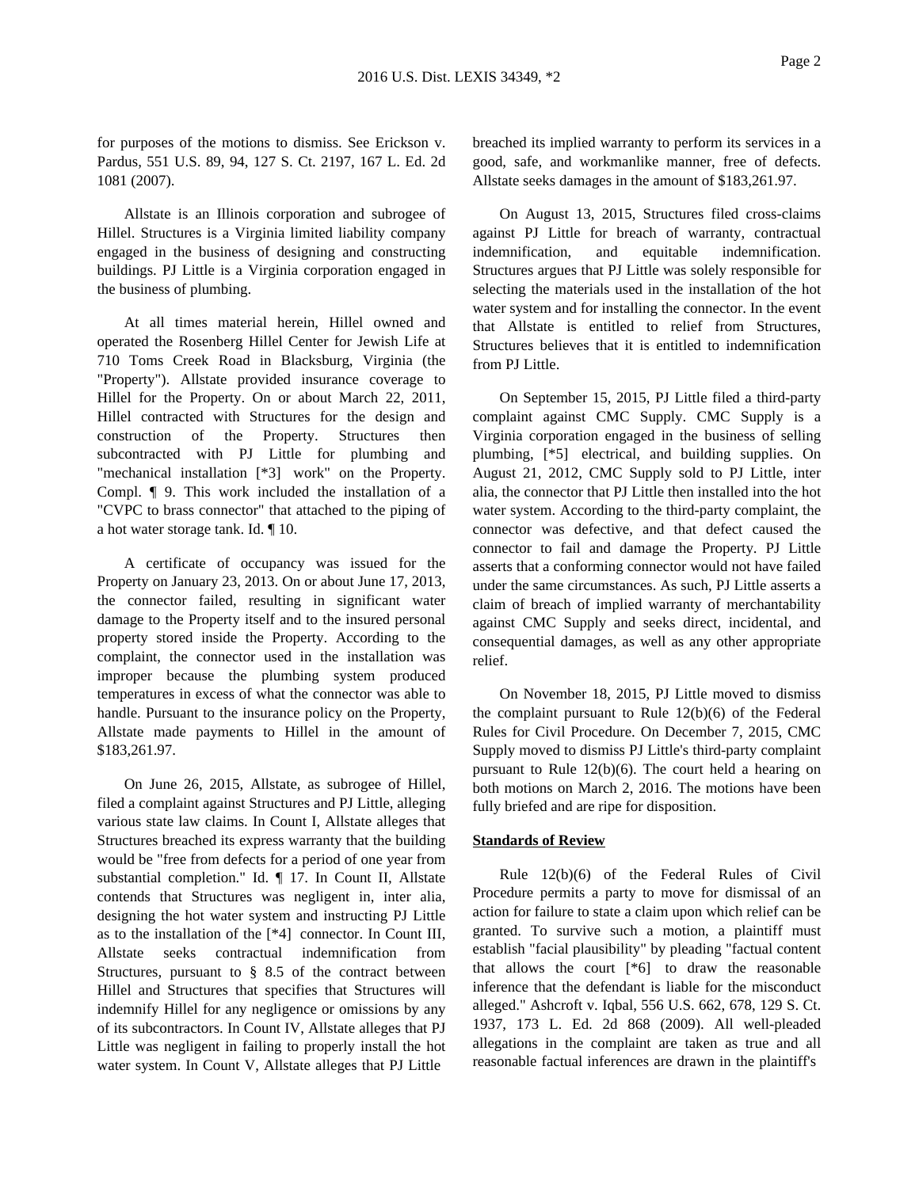for purposes of the motions to dismiss. See Erickson v. Pardus, 551 U.S. 89, 94, 127 S. Ct. 2197, 167 L. Ed. 2d 1081 (2007).

Allstate is an Illinois corporation and subrogee of Hillel. Structures is a Virginia limited liability company engaged in the business of designing and constructing buildings. PJ Little is a Virginia corporation engaged in the business of plumbing.

At all times material herein, Hillel owned and operated the Rosenberg Hillel Center for Jewish Life at 710 Toms Creek Road in Blacksburg, Virginia (the "Property"). Allstate provided insurance coverage to Hillel for the Property. On or about March 22, 2011, Hillel contracted with Structures for the design and construction of the Property. Structures then subcontracted with PJ Little for plumbing and "mechanical installation [*3] work" on the Property. Compl. ¶ 9. This work included the installation of a "CVPC to brass connector" that attached to the piping of a hot water storage tank. Id. ¶ 10.

A certificate of occupancy was issued for the Property on January 23, 2013. On or about June 17, 2013, the connector failed, resulting in significant water damage to the Property itself and to the insured personal property stored inside the Property. According to the complaint, the connector used in the installation was improper because the plumbing system produced temperatures in excess of what the connector was able to handle. Pursuant to the insurance policy on the Property, Allstate made payments to Hillel in the amount of $183,261.97.

On June 26, 2015, Allstate, as subrogee of Hillel, filed a complaint against Structures and PJ Little, alleging various state law claims. In Count I, Allstate alleges that Structures breached its express warranty that the building would be "free from defects for a period of one year from substantial completion." Id. ¶ 17. In Count II, Allstate contends that Structures was negligent in, inter alia, designing the hot water system and instructing PJ Little as to the installation of the [*4] connector. In Count III, Allstate seeks contractual indemnification from Structures, pursuant to § 8.5 of the contract between Hillel and Structures that specifies that Structures will indemnify Hillel for any negligence or omissions by any of its subcontractors. In Count IV, Allstate alleges that PJ Little was negligent in failing to properly install the hot water system. In Count V, Allstate alleges that PJ Little breached its implied warranty to perform its services in a good, safe, and workmanlike manner, free of defects. Allstate seeks damages in the amount of $183,261.97.

On August 13, 2015, Structures filed cross-claims against PJ Little for breach of warranty, contractual indemnification, and equitable indemnification. Structures argues that PJ Little was solely responsible for selecting the materials used in the installation of the hot water system and for installing the connector. In the event that Allstate is entitled to relief from Structures, Structures believes that it is entitled to indemnification from PJ Little.

On September 15, 2015, PJ Little filed a third-party complaint against CMC Supply. CMC Supply is a Virginia corporation engaged in the business of selling plumbing, [*5] electrical, and building supplies. On August 21, 2012, CMC Supply sold to PJ Little, inter alia, the connector that PJ Little then installed into the hot water system. According to the third-party complaint, the connector was defective, and that defect caused the connector to fail and damage the Property. PJ Little asserts that a conforming connector would not have failed under the same circumstances. As such, PJ Little asserts a claim of breach of implied warranty of merchantability against CMC Supply and seeks direct, incidental, and consequential damages, as well as any other appropriate relief.

On November 18, 2015, PJ Little moved to dismiss the complaint pursuant to Rule 12(b)(6) of the Federal Rules for Civil Procedure. On December 7, 2015, CMC Supply moved to dismiss PJ Little's third-party complaint pursuant to Rule 12(b)(6). The court held a hearing on both motions on March 2, 2016. The motions have been fully briefed and are ripe for disposition.

**Standards of Review**

Rule 12(b)(6) of the Federal Rules of Civil Procedure permits a party to move for dismissal of an action for failure to state a claim upon which relief can be granted. To survive such a motion, a plaintiff must establish "facial plausibility" by pleading "factual content that allows the court [*6] to draw the reasonable inference that the defendant is liable for the misconduct alleged." Ashcroft v. Iqbal, 556 U.S. 662, 678, 129 S. Ct. 1937, 173 L. Ed. 2d 868 (2009). All well-pleaded allegations in the complaint are taken as true and all reasonable factual inferences are drawn in the plaintiff's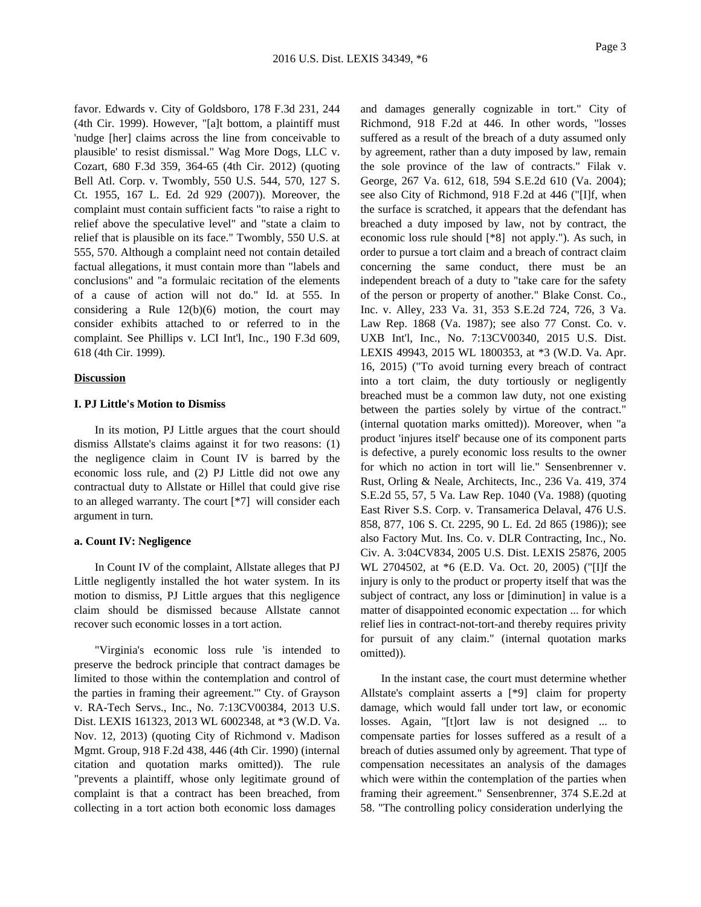favor. Edwards v. City of Goldsboro, 178 F.3d 231, 244 (4th Cir. 1999). However, "[a]t bottom, a plaintiff must 'nudge [her] claims across the line from conceivable to plausible' to resist dismissal." Wag More Dogs, LLC v. Cozart, 680 F.3d 359, 364-65 (4th Cir. 2012) (quoting Bell Atl. Corp. v. Twombly, 550 U.S. 544, 570, 127 S. Ct. 1955, 167 L. Ed. 2d 929 (2007)). Moreover, the complaint must contain sufficient facts "to raise a right to relief above the speculative level" and "state a claim to relief that is plausible on its face." Twombly, 550 U.S. at 555, 570. Although a complaint need not contain detailed factual allegations, it must contain more than "labels and conclusions" and "a formulaic recitation of the elements of a cause of action will not do." Id. at 555. In considering a Rule 12(b)(6) motion, the court may consider exhibits attached to or referred to in the complaint. See Phillips v. LCI Int'l, Inc., 190 F.3d 609, 618 (4th Cir. 1999).

**Discussion**

**I. PJ Little's Motion to Dismiss**

In its motion, PJ Little argues that the court should dismiss Allstate's claims against it for two reasons: (1) the negligence claim in Count IV is barred by the economic loss rule, and (2) PJ Little did not owe any contractual duty to Allstate or Hillel that could give rise to an alleged warranty. The court [*7] will consider each argument in turn.

**a. Count IV: Negligence**

In Count IV of the complaint, Allstate alleges that PJ Little negligently installed the hot water system. In its motion to dismiss, PJ Little argues that this negligence claim should be dismissed because Allstate cannot recover such economic losses in a tort action.

"Virginia's economic loss rule 'is intended to preserve the bedrock principle that contract damages be limited to those within the contemplation and control of the parties in framing their agreement.'" Cty. of Grayson v. RA-Tech Servs., Inc., No. 7:13CV00384, 2013 U.S. Dist. LEXIS 161323, 2013 WL 6002348, at *3 (W.D. Va. Nov. 12, 2013) (quoting City of Richmond v. Madison Mgmt. Group, 918 F.2d 438, 446 (4th Cir. 1990) (internal citation and quotation marks omitted)). The rule "prevents a plaintiff, whose only legitimate ground of complaint is that a contract has been breached, from collecting in a tort action both economic loss damages and damages generally cognizable in tort." City of Richmond, 918 F.2d at 446. In other words, "losses suffered as a result of the breach of a duty assumed only by agreement, rather than a duty imposed by law, remain the sole province of the law of contracts." Filak v. George, 267 Va. 612, 618, 594 S.E.2d 610 (Va. 2004); see also City of Richmond, 918 F.2d at 446 ("[I]f, when the surface is scratched, it appears that the defendant has breached a duty imposed by law, not by contract, the economic loss rule should [*8] not apply."). As such, in order to pursue a tort claim and a breach of contract claim concerning the same conduct, there must be an independent breach of a duty to "take care for the safety of the person or property of another." Blake Const. Co., Inc. v. Alley, 233 Va. 31, 353 S.E.2d 724, 726, 3 Va. Law Rep. 1868 (Va. 1987); see also 77 Const. Co. v. UXB Int'l, Inc., No. 7:13CV00340, 2015 U.S. Dist. LEXIS 49943, 2015 WL 1800353, at *3 (W.D. Va. Apr. 16, 2015) ("To avoid turning every breach of contract into a tort claim, the duty tortiously or negligently breached must be a common law duty, not one existing between the parties solely by virtue of the contract." (internal quotation marks omitted)). Moreover, when "a product 'injures itself' because one of its component parts is defective, a purely economic loss results to the owner for which no action in tort will lie." Sensenbrenner v. Rust, Orling & Neale, Architects, Inc., 236 Va. 419, 374 S.E.2d 55, 57, 5 Va. Law Rep. 1040 (Va. 1988) (quoting East River S.S. Corp. v. Transamerica Delaval, 476 U.S. 858, 877, 106 S. Ct. 2295, 90 L. Ed. 2d 865 (1986)); see also Factory Mut. Ins. Co. v. DLR Contracting, Inc., No. Civ. A. 3:04CV834, 2005 U.S. Dist. LEXIS 25876, 2005 WL 2704502, at *6 (E.D. Va. Oct. 20, 2005) ("[I]f the injury is only to the product or property itself that was the subject of contract, any loss or [diminution] in value is a matter of disappointed economic expectation ... for which relief lies in contract-not-tort-and thereby requires privity for pursuit of any claim." (internal quotation marks omitted)).

In the instant case, the court must determine whether Allstate's complaint asserts a [*9] claim for property damage, which would fall under tort law, or economic losses. Again, "[t]ort law is not designed ... to compensate parties for losses suffered as a result of a breach of duties assumed only by agreement. That type of compensation necessitates an analysis of the damages which were within the contemplation of the parties when framing their agreement." Sensenbrenner, 374 S.E.2d at 58. "The controlling policy consideration underlying the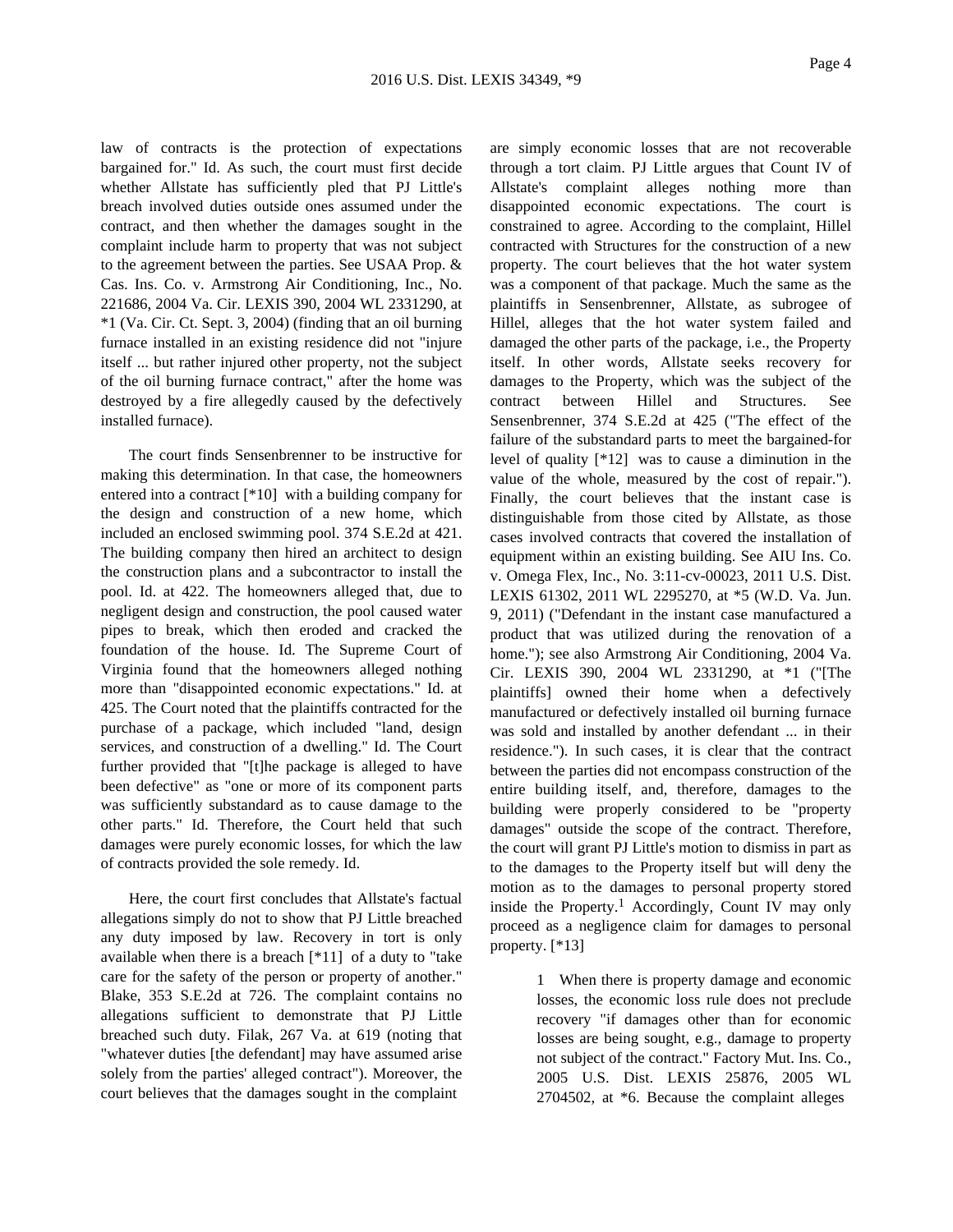law of contracts is the protection of expectations bargained for." Id. As such, the court must first decide whether Allstate has sufficiently pled that PJ Little's breach involved duties outside ones assumed under the contract, and then whether the damages sought in the complaint include harm to property that was not subject to the agreement between the parties. See USAA Prop. & Cas. Ins. Co. v. Armstrong Air Conditioning, Inc., No. 221686, 2004 Va. Cir. LEXIS 390, 2004 WL 2331290, at *1 (Va. Cir. Ct. Sept. 3, 2004) (finding that an oil burning furnace installed in an existing residence did not "injure itself ... but rather injured other property, not the subject of the oil burning furnace contract," after the home was destroyed by a fire allegedly caused by the defectively installed furnace).

The court finds Sensenbrenner to be instructive for making this determination. In that case, the homeowners entered into a contract [*10] with a building company for the design and construction of a new home, which included an enclosed swimming pool. 374 S.E.2d at 421. The building company then hired an architect to design the construction plans and a subcontractor to install the pool. Id. at 422. The homeowners alleged that, due to negligent design and construction, the pool caused water pipes to break, which then eroded and cracked the foundation of the house. Id. The Supreme Court of Virginia found that the homeowners alleged nothing more than "disappointed economic expectations." Id. at 425. The Court noted that the plaintiffs contracted for the purchase of a package, which included "land, design services, and construction of a dwelling." Id. The Court further provided that "[t]he package is alleged to have been defective" as "one or more of its component parts was sufficiently substandard as to cause damage to the other parts." Id. Therefore, the Court held that such damages were purely economic losses, for which the law of contracts provided the sole remedy. Id.

Here, the court first concludes that Allstate's factual allegations simply do not to show that PJ Little breached any duty imposed by law. Recovery in tort is only available when there is a breach [*11] of a duty to "take care for the safety of the person or property of another." Blake, 353 S.E.2d at 726. The complaint contains no allegations sufficient to demonstrate that PJ Little breached such duty. Filak, 267 Va. at 619 (noting that "whatever duties [the defendant] may have assumed arise solely from the parties' alleged contract"). Moreover, the court believes that the damages sought in the complaint are simply economic losses that are not recoverable through a tort claim. PJ Little argues that Count IV of Allstate's complaint alleges nothing more than disappointed economic expectations. The court is constrained to agree. According to the complaint, Hillel contracted with Structures for the construction of a new property. The court believes that the hot water system was a component of that package. Much the same as the plaintiffs in Sensenbrenner, Allstate, as subrogee of Hillel, alleges that the hot water system failed and damaged the other parts of the package, i.e., the Property itself. In other words, Allstate seeks recovery for damages to the Property, which was the subject of the contract between Hillel and Structures. See Sensenbrenner, 374 S.E.2d at 425 ("The effect of the failure of the substandard parts to meet the bargained-for level of quality [*12] was to cause a diminution in the value of the whole, measured by the cost of repair."). Finally, the court believes that the instant case is distinguishable from those cited by Allstate, as those cases involved contracts that covered the installation of equipment within an existing building. See AIU Ins. Co. v. Omega Flex, Inc., No. 3:11-cv-00023, 2011 U.S. Dist. LEXIS 61302, 2011 WL 2295270, at *5 (W.D. Va. Jun. 9, 2011) ("Defendant in the instant case manufactured a product that was utilized during the renovation of a home."); see also Armstrong Air Conditioning, 2004 Va. Cir. LEXIS 390, 2004 WL 2331290, at *1 ("[The plaintiffs] owned their home when a defectively manufactured or defectively installed oil burning furnace was sold and installed by another defendant ... in their residence."). In such cases, it is clear that the contract between the parties did not encompass construction of the entire building itself, and, therefore, damages to the building were properly considered to be "property damages" outside the scope of the contract. Therefore, the court will grant PJ Little's motion to dismiss in part as to the damages to the Property itself but will deny the motion as to the damages to personal property stored inside the Property.[1] Accordingly, Count IV may only proceed as a negligence claim for damages to personal property. [*13]

1 When there is property damage and economic losses, the economic loss rule does not preclude recovery "if damages other than for economic losses are being sought, e.g., damage to property not subject of the contract." Factory Mut. Ins. Co., 2005 U.S. Dist. LEXIS 25876, 2005 WL 2704502, at *6. Because the complaint alleges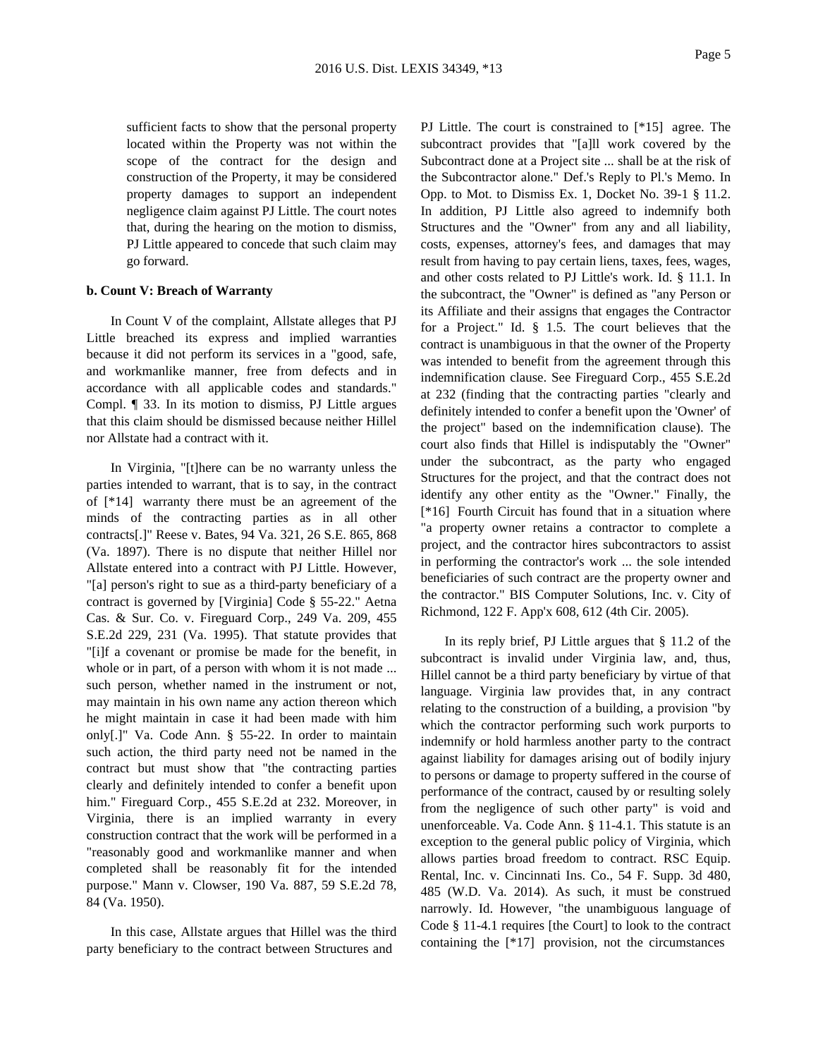sufficient facts to show that the personal property located within the Property was not within the scope of the contract for the design and construction of the Property, it may be considered property damages to support an independent negligence claim against PJ Little. The court notes that, during the hearing on the motion to dismiss, PJ Little appeared to concede that such claim may go forward.

**b. Count V: Breach of Warranty**

In Count V of the complaint, Allstate alleges that PJ Little breached its express and implied warranties because it did not perform its services in a "good, safe, and workmanlike manner, free from defects and in accordance with all applicable codes and standards." Compl. ¶ 33. In its motion to dismiss, PJ Little argues that this claim should be dismissed because neither Hillel nor Allstate had a contract with it.

In Virginia, "[t]here can be no warranty unless the parties intended to warrant, that is to say, in the contract of [*14] warranty there must be an agreement of the minds of the contracting parties as in all other contracts[.]" Reese v. Bates, 94 Va. 321, 26 S.E. 865, 868 (Va. 1897). There is no dispute that neither Hillel nor Allstate entered into a contract with PJ Little. However, "[a] person's right to sue as a third-party beneficiary of a contract is governed by [Virginia] Code § 55-22." Aetna Cas. & Sur. Co. v. Fireguard Corp., 249 Va. 209, 455 S.E.2d 229, 231 (Va. 1995). That statute provides that "[i]f a covenant or promise be made for the benefit, in whole or in part, of a person with whom it is not made ... such person, whether named in the instrument or not, may maintain in his own name any action thereon which he might maintain in case it had been made with him only[.]" Va. Code Ann. § 55-22. In order to maintain such action, the third party need not be named in the contract but must show that "the contracting parties clearly and definitely intended to confer a benefit upon him." Fireguard Corp., 455 S.E.2d at 232. Moreover, in Virginia, there is an implied warranty in every construction contract that the work will be performed in a "reasonably good and workmanlike manner and when completed shall be reasonably fit for the intended purpose." Mann v. Clowser, 190 Va. 887, 59 S.E.2d 78, 84 (Va. 1950).

In this case, Allstate argues that Hillel was the third party beneficiary to the contract between Structures and PJ Little. The court is constrained to [*15] agree. The subcontract provides that "[a]ll work covered by the Subcontract done at a Project site ... shall be at the risk of the Subcontractor alone." Def.'s Reply to Pl.'s Memo. In Opp. to Mot. to Dismiss Ex. 1, Docket No. 39-1 § 11.2. In addition, PJ Little also agreed to indemnify both Structures and the "Owner" from any and all liability, costs, expenses, attorney's fees, and damages that may result from having to pay certain liens, taxes, fees, wages, and other costs related to PJ Little's work. Id. § 11.1. In the subcontract, the "Owner" is defined as "any Person or its Affiliate and their assigns that engages the Contractor for a Project." Id. § 1.5. The court believes that the contract is unambiguous in that the owner of the Property was intended to benefit from the agreement through this indemnification clause. See Fireguard Corp., 455 S.E.2d at 232 (finding that the contracting parties "clearly and definitely intended to confer a benefit upon the 'Owner' of the project" based on the indemnification clause). The court also finds that Hillel is indisputably the "Owner" under the subcontract, as the party who engaged Structures for the project, and that the contract does not identify any other entity as the "Owner." Finally, the [*16] Fourth Circuit has found that in a situation where "a property owner retains a contractor to complete a project, and the contractor hires subcontractors to assist in performing the contractor's work ... the sole intended beneficiaries of such contract are the property owner and the contractor." BIS Computer Solutions, Inc. v. City of Richmond, 122 F. App'x 608, 612 (4th Cir. 2005).

In its reply brief, PJ Little argues that § 11.2 of the subcontract is invalid under Virginia law, and, thus, Hillel cannot be a third party beneficiary by virtue of that language. Virginia law provides that, in any contract relating to the construction of a building, a provision "by which the contractor performing such work purports to indemnify or hold harmless another party to the contract against liability for damages arising out of bodily injury to persons or damage to property suffered in the course of performance of the contract, caused by or resulting solely from the negligence of such other party" is void and unenforceable. Va. Code Ann. § 11-4.1. This statute is an exception to the general public policy of Virginia, which allows parties broad freedom to contract. RSC Equip. Rental, Inc. v. Cincinnati Ins. Co., 54 F. Supp. 3d 480, 485 (W.D. Va. 2014). As such, it must be construed narrowly. Id. However, "the unambiguous language of Code § 11-4.1 requires [the Court] to look to the contract containing the [*17] provision, not the circumstances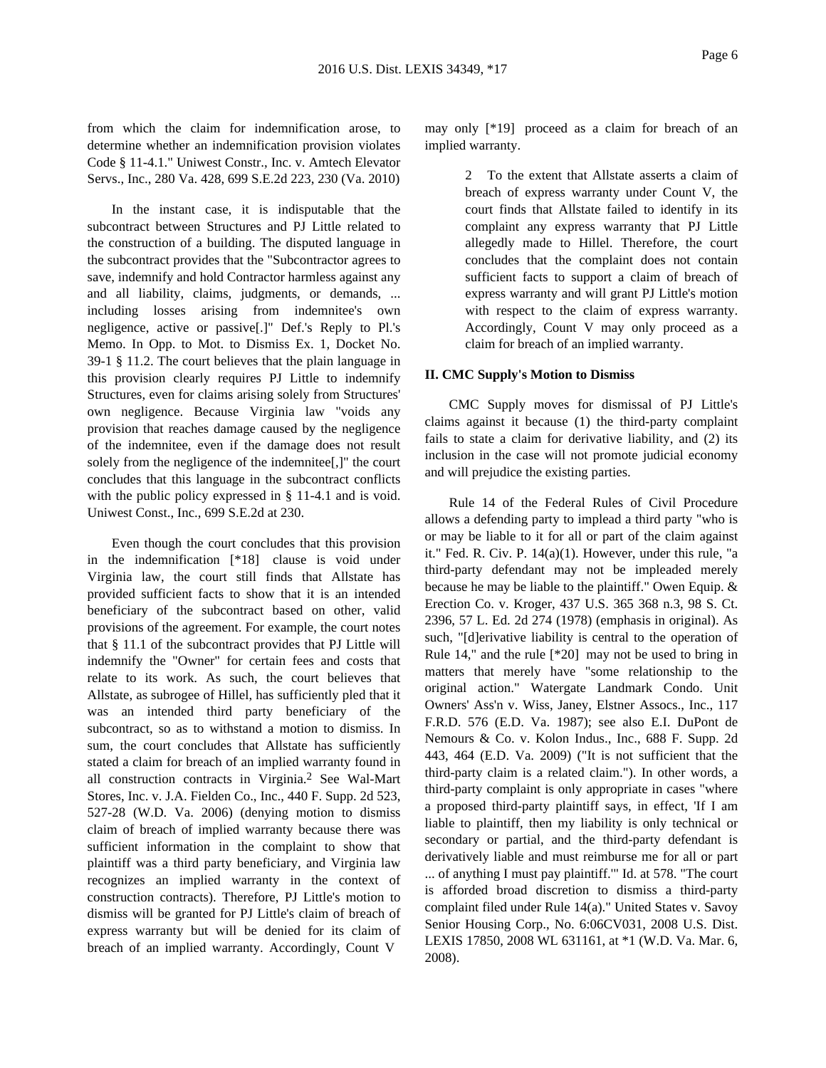from which the claim for indemnification arose, to determine whether an indemnification provision violates Code § 11-4.1." Uniwest Constr., Inc. v. Amtech Elevator Servs., Inc., 280 Va. 428, 699 S.E.2d 223, 230 (Va. 2010)

In the instant case, it is indisputable that the subcontract between Structures and PJ Little related to the construction of a building. The disputed language in the subcontract provides that the "Subcontractor agrees to save, indemnify and hold Contractor harmless against any and all liability, claims, judgments, or demands, ... including losses arising from indemnitee's own negligence, active or passive[.]" Def.'s Reply to Pl.'s Memo. In Opp. to Mot. to Dismiss Ex. 1, Docket No. 39-1 § 11.2. The court believes that the plain language in this provision clearly requires PJ Little to indemnify Structures, even for claims arising solely from Structures' own negligence. Because Virginia law "voids any provision that reaches damage caused by the negligence of the indemnitee, even if the damage does not result solely from the negligence of the indemnitee[,]" the court concludes that this language in the subcontract conflicts with the public policy expressed in § 11-4.1 and is void. Uniwest Const., Inc., 699 S.E.2d at 230.

Even though the court concludes that this provision in the indemnification [*18] clause is void under Virginia law, the court still finds that Allstate has provided sufficient facts to show that it is an intended beneficiary of the subcontract based on other, valid provisions of the agreement. For example, the court notes that § 11.1 of the subcontract provides that PJ Little will indemnify the "Owner" for certain fees and costs that relate to its work. As such, the court believes that Allstate, as subrogee of Hillel, has sufficiently pled that it was an intended third party beneficiary of the subcontract, so as to withstand a motion to dismiss. In sum, the court concludes that Allstate has sufficiently stated a claim for breach of an implied warranty found in all construction contracts in Virginia.[2] See Wal-Mart Stores, Inc. v. J.A. Fielden Co., Inc., 440 F. Supp. 2d 523, 527-28 (W.D. Va. 2006) (denying motion to dismiss claim of breach of implied warranty because there was sufficient information in the complaint to show that plaintiff was a third party beneficiary, and Virginia law recognizes an implied warranty in the context of construction contracts). Therefore, PJ Little's motion to dismiss will be granted for PJ Little's claim of breach of express warranty but will be denied for its claim of breach of an implied warranty. Accordingly, Count V may only [*19] proceed as a claim for breach of an implied warranty.

2 To the extent that Allstate asserts a claim of breach of express warranty under Count V, the court finds that Allstate failed to identify in its complaint any express warranty that PJ Little allegedly made to Hillel. Therefore, the court concludes that the complaint does not contain sufficient facts to support a claim of breach of express warranty and will grant PJ Little's motion with respect to the claim of express warranty. Accordingly, Count V may only proceed as a claim for breach of an implied warranty.

## II. CMC Supply's Motion to Dismiss

CMC Supply moves for dismissal of PJ Little's claims against it because (1) the third-party complaint fails to state a claim for derivative liability, and (2) its inclusion in the case will not promote judicial economy and will prejudice the existing parties.

Rule 14 of the Federal Rules of Civil Procedure allows a defending party to implead a third party "who is or may be liable to it for all or part of the claim against it." Fed. R. Civ. P. 14(a)(1). However, under this rule, "a third-party defendant may not be impleaded merely because he may be liable to the plaintiff." Owen Equip. & Erection Co. v. Kroger, 437 U.S. 365 368 n.3, 98 S. Ct. 2396, 57 L. Ed. 2d 274 (1978) (emphasis in original). As such, "[d]erivative liability is central to the operation of Rule 14," and the rule [*20] may not be used to bring in matters that merely have "some relationship to the original action." Watergate Landmark Condo. Unit Owners' Ass'n v. Wiss, Janey, Elstner Assocs., Inc., 117 F.R.D. 576 (E.D. Va. 1987); see also E.I. DuPont de Nemours & Co. v. Kolon Indus., Inc., 688 F. Supp. 2d 443, 464 (E.D. Va. 2009) ("It is not sufficient that the third-party claim is a related claim."). In other words, a third-party complaint is only appropriate in cases "where a proposed third-party plaintiff says, in effect, 'If I am liable to plaintiff, then my liability is only technical or secondary or partial, and the third-party defendant is derivatively liable and must reimburse me for all or part ... of anything I must pay plaintiff.'" Id. at 578. "The court is afforded broad discretion to dismiss a third-party complaint filed under Rule 14(a)." United States v. Savoy Senior Housing Corp., No. 6:06CV031, 2008 U.S. Dist. LEXIS 17850, 2008 WL 631161, at *1 (W.D. Va. Mar. 6, 2008).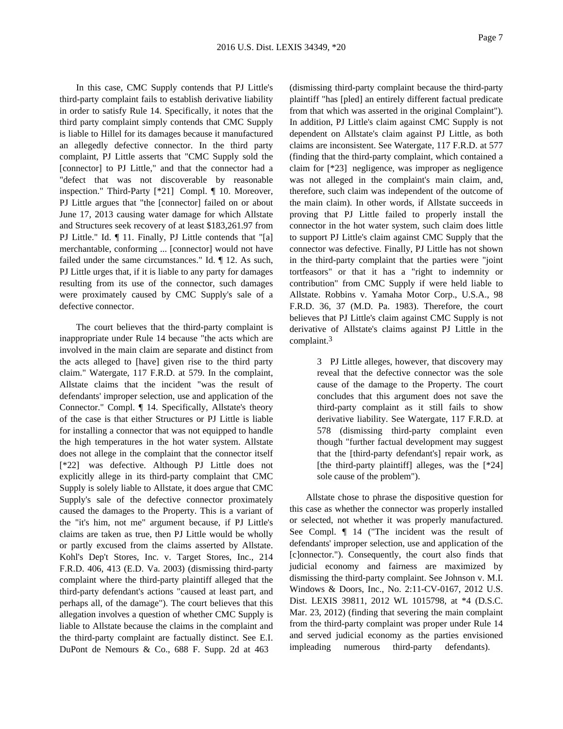In this case, CMC Supply contends that PJ Little's third-party complaint fails to establish derivative liability in order to satisfy Rule 14. Specifically, it notes that the third party complaint simply contends that CMC Supply is liable to Hillel for its damages because it manufactured an allegedly defective connector. In the third party complaint, PJ Little asserts that "CMC Supply sold the [connector] to PJ Little," and that the connector had a "defect that was not discoverable by reasonable inspection." Third-Party [*21] Compl. ¶ 10. Moreover, PJ Little argues that "the [connector] failed on or about June 17, 2013 causing water damage for which Allstate and Structures seek recovery of at least $183,261.97 from PJ Little." Id. ¶ 11. Finally, PJ Little contends that "[a] merchantable, conforming ... [connector] would not have failed under the same circumstances." Id. ¶ 12. As such, PJ Little urges that, if it is liable to any party for damages resulting from its use of the connector, such damages were proximately caused by CMC Supply's sale of a defective connector.

The court believes that the third-party complaint is inappropriate under Rule 14 because "the acts which are involved in the main claim are separate and distinct from the acts alleged to [have] given rise to the third party claim." Watergate, 117 F.R.D. at 579. In the complaint, Allstate claims that the incident "was the result of defendants' improper selection, use and application of the Connector." Compl. ¶ 14. Specifically, Allstate's theory of the case is that either Structures or PJ Little is liable for installing a connector that was not equipped to handle the high temperatures in the hot water system. Allstate does not allege in the complaint that the connector itself [*22] was defective. Although PJ Little does not explicitly allege in its third-party complaint that CMC Supply is solely liable to Allstate, it does argue that CMC Supply's sale of the defective connector proximately caused the damages to the Property. This is a variant of the "it's him, not me" argument because, if PJ Little's claims are taken as true, then PJ Little would be wholly or partly excused from the claims asserted by Allstate. Kohl's Dep't Stores, Inc. v. Target Stores, Inc., 214 F.R.D. 406, 413 (E.D. Va. 2003) (dismissing third-party complaint where the third-party plaintiff alleged that the third-party defendant's actions "caused at least part, and perhaps all, of the damage"). The court believes that this allegation involves a question of whether CMC Supply is liable to Allstate because the claims in the complaint and the third-party complaint are factually distinct. See E.I. DuPont de Nemours & Co., 688 F. Supp. 2d at 463 (dismissing third-party complaint because the third-party plaintiff "has [pled] an entirely different factual predicate from that which was asserted in the original Complaint"). In addition, PJ Little's claim against CMC Supply is not dependent on Allstate's claim against PJ Little, as both claims are inconsistent. See Watergate, 117 F.R.D. at 577 (finding that the third-party complaint, which contained a claim for [*23] negligence, was improper as negligence was not alleged in the complaint's main claim, and, therefore, such claim was independent of the outcome of the main claim). In other words, if Allstate succeeds in proving that PJ Little failed to properly install the connector in the hot water system, such claim does little to support PJ Little's claim against CMC Supply that the connector was defective. Finally, PJ Little has not shown in the third-party complaint that the parties were "joint tortfeasors" or that it has a "right to indemnity or contribution" from CMC Supply if were held liable to Allstate. Robbins v. Yamaha Motor Corp., U.S.A., 98 F.R.D. 36, 37 (M.D. Pa. 1983). Therefore, the court believes that PJ Little's claim against CMC Supply is not derivative of Allstate's claims against PJ Little in the complaint.[3]

> 3 PJ Little alleges, however, that discovery may reveal that the defective connector was the sole cause of the damage to the Property. The court concludes that this argument does not save the third-party complaint as it still fails to show derivative liability. See Watergate, 117 F.R.D. at 578 (dismissing third-party complaint even though "further factual development may suggest that the [third-party defendant's] repair work, as [the third-party plaintiff] alleges, was the [*24] sole cause of the problem").

Allstate chose to phrase the dispositive question for this case as whether the connector was properly installed or selected, not whether it was properly manufactured. See Compl. ¶ 14 ("The incident was the result of defendants' improper selection, use and application of the [c]onnector."). Consequently, the court also finds that judicial economy and fairness are maximized by dismissing the third-party complaint. See Johnson v. M.I. Windows & Doors, Inc., No. 2:11-CV-0167, 2012 U.S. Dist. LEXIS 39811, 2012 WL 1015798, at *4 (D.S.C. Mar. 23, 2012) (finding that severing the main complaint from the third-party complaint was proper under Rule 14 and served judicial economy as the parties envisioned impleading numerous third-party defendants).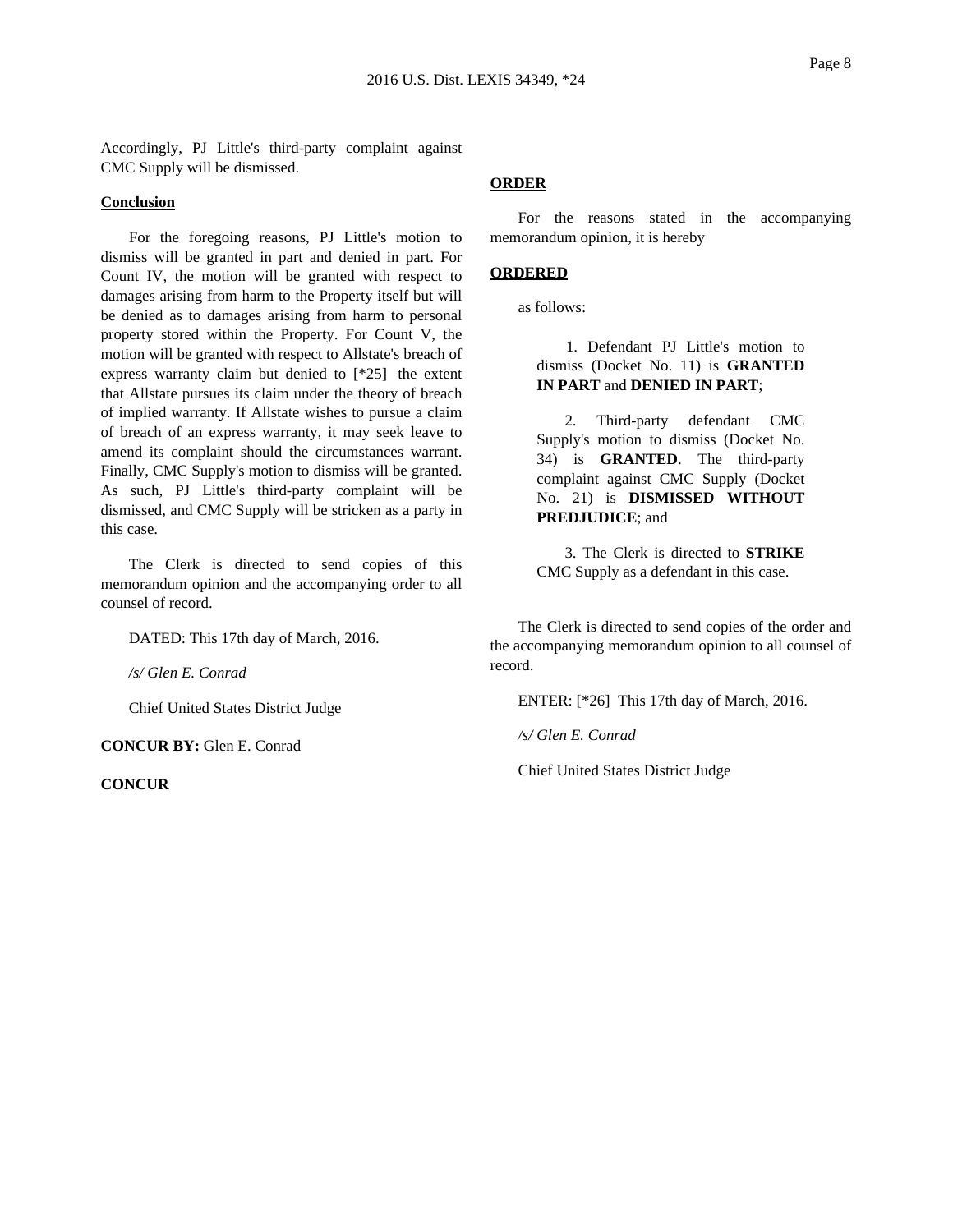Accordingly, PJ Little's third-party complaint against CMC Supply will be dismissed.

**Conclusion**

For the foregoing reasons, PJ Little's motion to dismiss will be granted in part and denied in part. For Count IV, the motion will be granted with respect to damages arising from harm to the Property itself but will be denied as to damages arising from harm to personal property stored within the Property. For Count V, the motion will be granted with respect to Allstate's breach of express warranty claim but denied to [*25] the extent that Allstate pursues its claim under the theory of breach of implied warranty. If Allstate wishes to pursue a claim of breach of an express warranty, it may seek leave to amend its complaint should the circumstances warrant. Finally, CMC Supply's motion to dismiss will be granted. As such, PJ Little's third-party complaint will be dismissed, and CMC Supply will be stricken as a party in this case.

The Clerk is directed to send copies of this memorandum opinion and the accompanying order to all counsel of record.

DATED: This 17th day of March, 2016.

*/s/ Glen E. Conrad*

Chief United States District Judge

**CONCUR BY:** Glen E. Conrad

**CONCUR**

**ORDER**

For the reasons stated in the accompanying memorandum opinion, it is hereby

**ORDERED**

as follows:

1. Defendant PJ Little's motion to dismiss (Docket No. 11) is **GRANTED IN PART** and **DENIED IN PART**;

2. Third-party defendant CMC Supply's motion to dismiss (Docket No. 34) is **GRANTED**. The third-party complaint against CMC Supply (Docket No. 21) is **DISMISSED WITHOUT PREDJUDICE**; and

3. The Clerk is directed to **STRIKE** CMC Supply as a defendant in this case.

The Clerk is directed to send copies of the order and the accompanying memorandum opinion to all counsel of record.

ENTER: [*26] This 17th day of March, 2016.

*/s/ Glen E. Conrad*

Chief United States District Judge